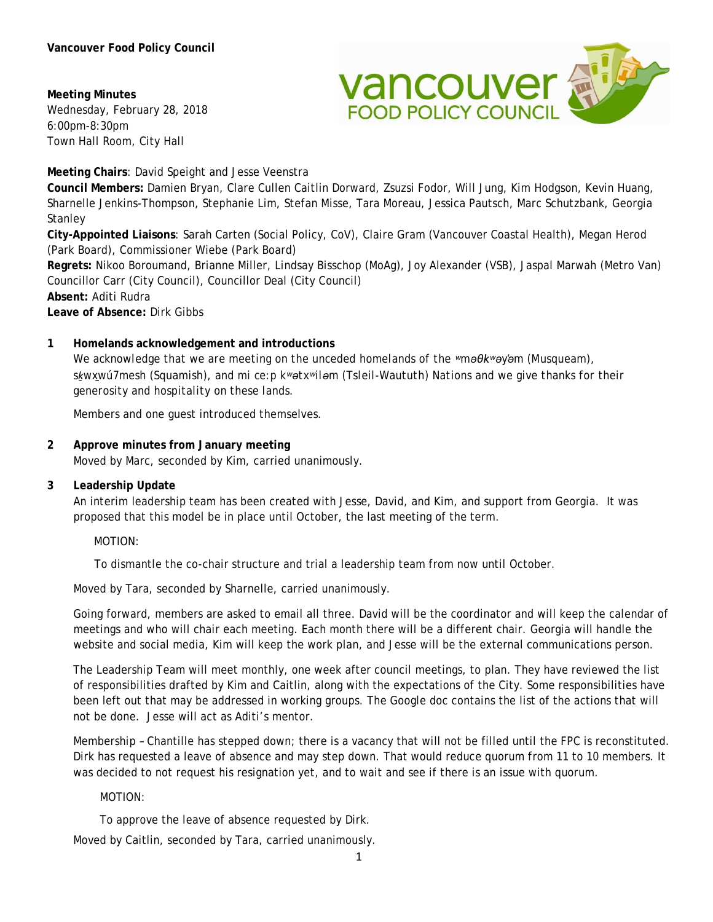**Vancouver Food Policy Council**

**Meeting Minutes**
Wednesday, February 28, 2018
6:00pm-8:30pm
Town Hall Room, City Hall

**Meeting Chairs**: David Speight and Jesse Veenstra
**Council Members:** Damien Bryan, Clare Cullen Caitlin Dorward, Zsuzsi Fodor, Will Jung, Kim Hodgson, Kevin Huang, Sharnelle Jenkins-Thompson, Stephanie Lim, Stefan Misse, Tara Moreau, Jessica Pautsch, Marc Schutzbank, Georgia Stanley
**City-Appointed Liaisons**: Sarah Carten (Social Policy, CoV), Claire Gram (Vancouver Coastal Health), Megan Herod (Park Board), Commissioner Wiebe (Park Board)
**Regrets:** Nikoo Boroumand, Brianne Miller, Lindsay Bisschop (MoAg), Joy Alexander (VSB), Jaspal Marwah (Metro Van) Councillor Carr (City Council), Councillor Deal (City Council)
**Absent:** Aditi Rudra
**Leave of Absence:** Dirk Gibbs

## 1 Homelands acknowledgement and introductions

We acknowledge that we are meeting on the unceded homelands of the ʷməθkʷəy̓əm (Musqueam), sḵwx̱wú7mesh (Squamish), and mi ce:p kʷətxʷiləm (Tsleil-Waututh) Nations and we give thanks for their generosity and hospitality on these lands.

Members and one guest introduced themselves.

## 2 Approve minutes from January meeting

Moved by Marc, seconded by Kim, carried unanimously.

## 3 Leadership Update

An interim leadership team has been created with Jesse, David, and Kim, and support from Georgia. It was proposed that this model be in place until October, the last meeting of the term.

MOTION:

To dismantle the co-chair structure and trial a leadership team from now until October.

Moved by Tara, seconded by Sharnelle, carried unanimously.

Going forward, members are asked to email all three. David will be the coordinator and will keep the calendar of meetings and who will chair each meeting. Each month there will be a different chair. Georgia will handle the website and social media, Kim will keep the work plan, and Jesse will be the external communications person.

The Leadership Team will meet monthly, one week after council meetings, to plan. They have reviewed the list of responsibilities drafted by Kim and Caitlin, along with the expectations of the City. Some responsibilities have been left out that may be addressed in working groups. The Google doc contains the list of the actions that will not be done. Jesse will act as Aditi's mentor.

Membership – Chantille has stepped down; there is a vacancy that will not be filled until the FPC is reconstituted. Dirk has requested a leave of absence and may step down. That would reduce quorum from 11 to 10 members. It was decided to not request his resignation yet, and to wait and see if there is an issue with quorum.

MOTION:

To approve the leave of absence requested by Dirk.

Moved by Caitlin, seconded by Tara, carried unanimously.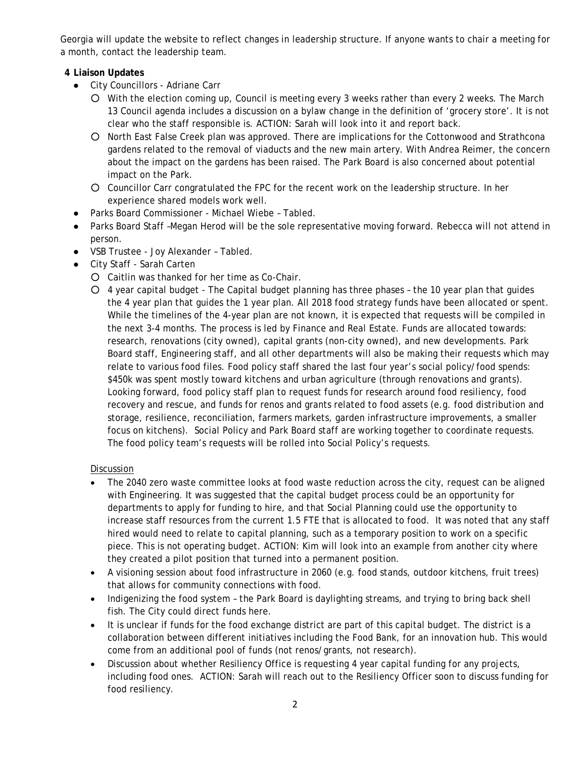Georgia will update the website to reflect changes in leadership structure. If anyone wants to chair a meeting for a month, contact the leadership team.

**4 Liaison Updates**

- City Councillors - Adriane Carr
  - With the election coming up, Council is meeting every 3 weeks rather than every 2 weeks. The March 13 Council agenda includes a discussion on a bylaw change in the definition of 'grocery store'. It is not clear who the staff responsible is. ACTION: Sarah will look into it and report back.
  - North East False Creek plan was approved. There are implications for the Cottonwood and Strathcona gardens related to the removal of viaducts and the new main artery. With Andrea Reimer, the concern about the impact on the gardens has been raised. The Park Board is also concerned about potential impact on the Park.
  - Councillor Carr congratulated the FPC for the recent work on the leadership structure. In her experience shared models work well.
- Parks Board Commissioner - Michael Wiebe – Tabled.
- Parks Board Staff –Megan Herod will be the sole representative moving forward. Rebecca will not attend in person.
- VSB Trustee - Joy Alexander – Tabled.
- City Staff - Sarah Carten
  - Caitlin was thanked for her time as Co-Chair.
  - 4 year capital budget - The Capital budget planning has three phases – the 10 year plan that guides the 4 year plan that guides the 1 year plan. All 2018 food strategy funds have been allocated or spent. While the timelines of the 4-year plan are not known, it is expected that requests will be compiled in the next 3-4 months. The process is led by Finance and Real Estate. Funds are allocated towards: research, renovations (city owned), capital grants (non-city owned), and new developments. Park Board staff, Engineering staff, and all other departments will also be making their requests which may relate to various food files. Food policy staff shared the last four year's social policy/food spends: $450k was spent mostly toward kitchens and urban agriculture (through renovations and grants). Looking forward, food policy staff plan to request funds for research around food resiliency, food recovery and rescue, and funds for renos and grants related to food assets (e.g. food distribution and storage, resilience, reconciliation, farmers markets, garden infrastructure improvements, a smaller focus on kitchens). Social Policy and Park Board staff are working together to coordinate requests. The food policy team's requests will be rolled into Social Policy's requests.

Discussion

- The 2040 zero waste committee looks at food waste reduction across the city, request can be aligned with Engineering. It was suggested that the capital budget process could be an opportunity for departments to apply for funding to hire, and that Social Planning could use the opportunity to increase staff resources from the current 1.5 FTE that is allocated to food. It was noted that any staff hired would need to relate to capital planning, such as a temporary position to work on a specific piece. This is not operating budget. ACTION: Kim will look into an example from another city where they created a pilot position that turned into a permanent position.
- A visioning session about food infrastructure in 2060 (e.g. food stands, outdoor kitchens, fruit trees) that allows for community connections with food.
- Indigenizing the food system – the Park Board is daylighting streams, and trying to bring back shell fish. The City could direct funds here.
- It is unclear if funds for the food exchange district are part of this capital budget. The district is a collaboration between different initiatives including the Food Bank, for an innovation hub. This would come from an additional pool of funds (not renos/grants, not research).
- Discussion about whether Resiliency Office is requesting 4 year capital funding for any projects, including food ones. ACTION: Sarah will reach out to the Resiliency Officer soon to discuss funding for food resiliency.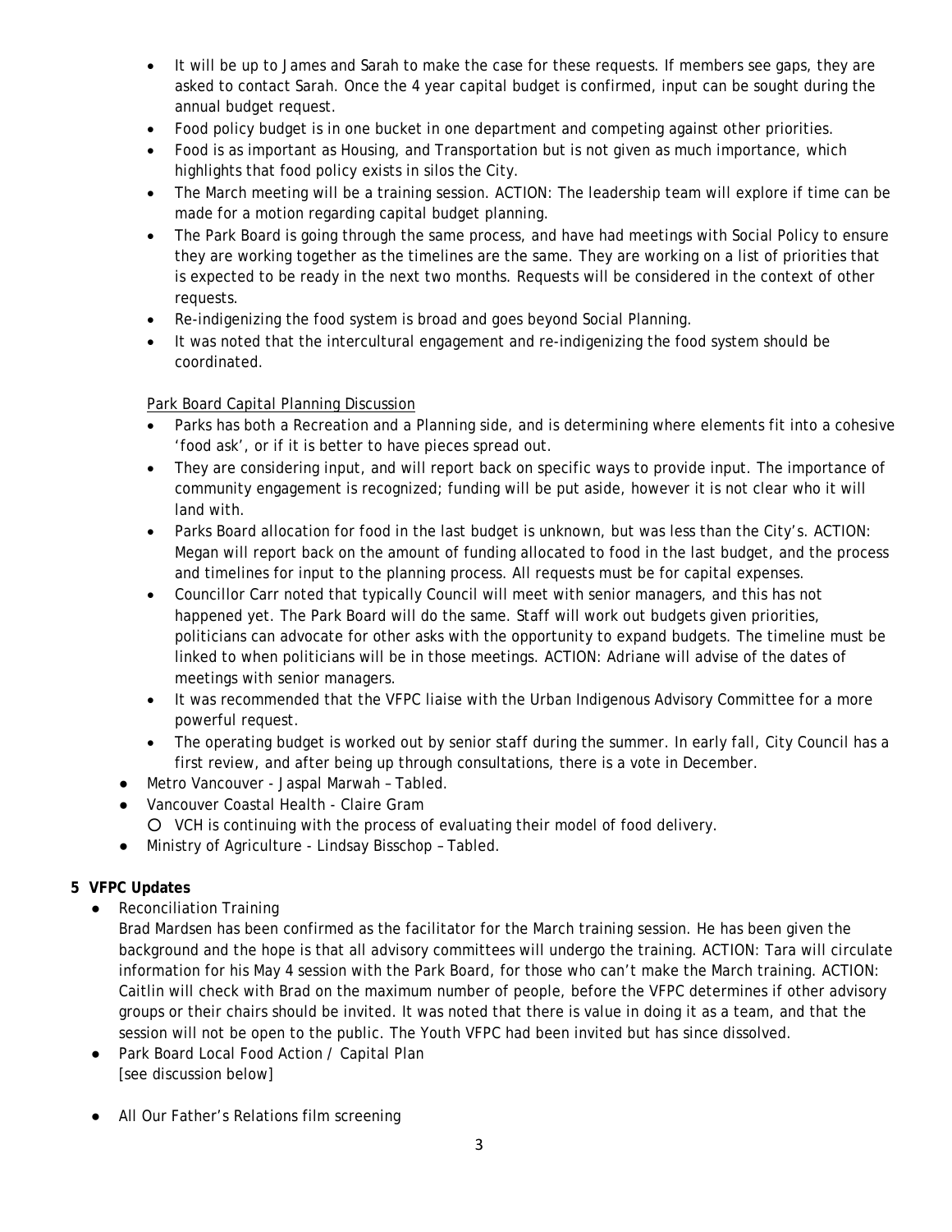- It will be up to James and Sarah to make the case for these requests. If members see gaps, they are asked to contact Sarah. Once the 4 year capital budget is confirmed, input can be sought during the annual budget request.
- Food policy budget is in one bucket in one department and competing against other priorities.
- Food is as important as Housing, and Transportation but is not given as much importance, which highlights that food policy exists in silos the City.
- The March meeting will be a training session. ACTION: The leadership team will explore if time can be made for a motion regarding capital budget planning.
- The Park Board is going through the same process, and have had meetings with Social Policy to ensure they are working together as the timelines are the same. They are working on a list of priorities that is expected to be ready in the next two months. Requests will be considered in the context of other requests.
- Re-indigenizing the food system is broad and goes beyond Social Planning.
- It was noted that the intercultural engagement and re-indigenizing the food system should be coordinated.

Park Board Capital Planning Discussion

- Parks has both a Recreation and a Planning side, and is determining where elements fit into a cohesive 'food ask', or if it is better to have pieces spread out.
- They are considering input, and will report back on specific ways to provide input. The importance of community engagement is recognized; funding will be put aside, however it is not clear who it will land with.
- Parks Board allocation for food in the last budget is unknown, but was less than the City's. ACTION: Megan will report back on the amount of funding allocated to food in the last budget, and the process and timelines for input to the planning process. All requests must be for capital expenses.
- Councillor Carr noted that typically Council will meet with senior managers, and this has not happened yet. The Park Board will do the same. Staff will work out budgets given priorities, politicians can advocate for other asks with the opportunity to expand budgets. The timeline must be linked to when politicians will be in those meetings. ACTION: Adriane will advise of the dates of meetings with senior managers.
- It was recommended that the VFPC liaise with the Urban Indigenous Advisory Committee for a more powerful request.
- The operating budget is worked out by senior staff during the summer. In early fall, City Council has a first review, and after being up through consultations, there is a vote in December.

- Metro Vancouver - Jaspal Marwah – Tabled.
- Vancouver Coastal Health - Claire Gram
  - VCH is continuing with the process of evaluating their model of food delivery.
- Ministry of Agriculture - Lindsay Bisschop – Tabled.

**5 VFPC Updates**

- Reconciliation Training
  Brad Mardsen has been confirmed as the facilitator for the March training session. He has been given the background and the hope is that all advisory committees will undergo the training. ACTION: Tara will circulate information for his May 4 session with the Park Board, for those who can't make the March training. ACTION: Caitlin will check with Brad on the maximum number of people, before the VFPC determines if other advisory groups or their chairs should be invited. It was noted that there is value in doing it as a team, and that the session will not be open to the public. The Youth VFPC had been invited but has since dissolved.
- Park Board Local Food Action / Capital Plan
  [see discussion below]

- All Our Father's Relations film screening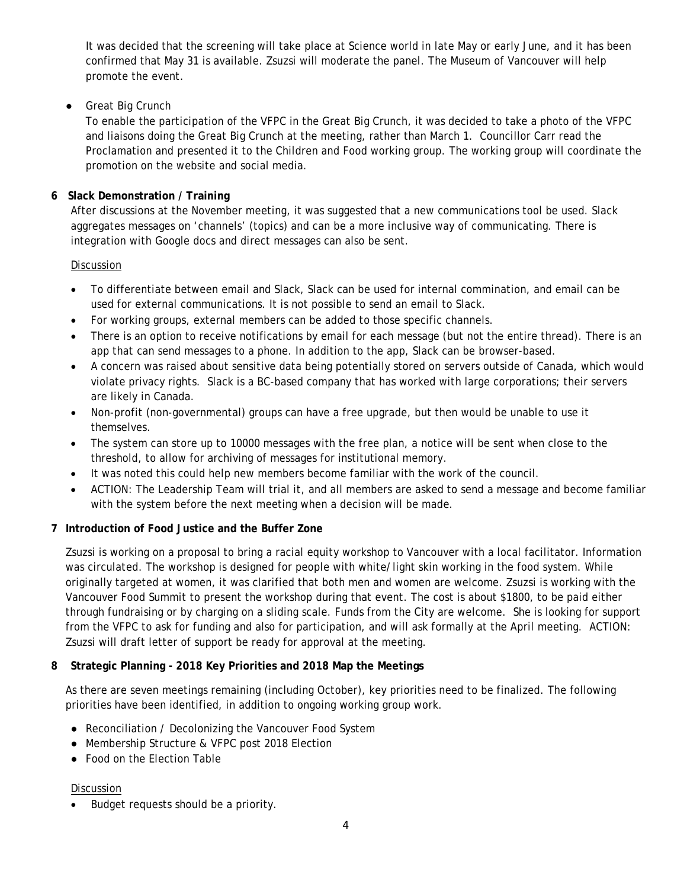It was decided that the screening will take place at Science world in late May or early June, and it has been confirmed that May 31 is available. Zsuzsi will moderate the panel. The Museum of Vancouver will help promote the event.

- Great Big Crunch

  To enable the participation of the VFPC in the Great Big Crunch, it was decided to take a photo of the VFPC and liaisons doing the Great Big Crunch at the meeting, rather than March 1. Councillor Carr read the Proclamation and presented it to the Children and Food working group. The working group will coordinate the promotion on the website and social media.

**6 Slack Demonstration / Training**

After discussions at the November meeting, it was suggested that a new communications tool be used. Slack aggregates messages on 'channels' (topics) and can be a more inclusive way of communicating. There is integration with Google docs and direct messages can also be sent.

Discussion

- To differentiate between email and Slack, Slack can be used for internal commination, and email can be used for external communications. It is not possible to send an email to Slack.
- For working groups, external members can be added to those specific channels.
- There is an option to receive notifications by email for each message (but not the entire thread). There is an app that can send messages to a phone. In addition to the app, Slack can be browser-based.
- A concern was raised about sensitive data being potentially stored on servers outside of Canada, which would violate privacy rights. Slack is a BC-based company that has worked with large corporations; their servers are likely in Canada.
- Non-profit (non-governmental) groups can have a free upgrade, but then would be unable to use it themselves.
- The system can store up to 10000 messages with the free plan, a notice will be sent when close to the threshold, to allow for archiving of messages for institutional memory.
- It was noted this could help new members become familiar with the work of the council.
- ACTION: The Leadership Team will trial it, and all members are asked to send a message and become familiar with the system before the next meeting when a decision will be made.

**7 Introduction of Food Justice and the Buffer Zone**

Zsuzsi is working on a proposal to bring a racial equity workshop to Vancouver with a local facilitator. Information was circulated. The workshop is designed for people with white/light skin working in the food system. While originally targeted at women, it was clarified that both men and women are welcome. Zsuzsi is working with the Vancouver Food Summit to present the workshop during that event. The cost is about $1800, to be paid either through fundraising or by charging on a sliding scale. Funds from the City are welcome. She is looking for support from the VFPC to ask for funding and also for participation, and will ask formally at the April meeting. ACTION: Zsuzsi will draft letter of support be ready for approval at the meeting.

**8 Strategic Planning - 2018 Key Priorities and 2018 Map the Meetings**

As there are seven meetings remaining (including October), key priorities need to be finalized. The following priorities have been identified, in addition to ongoing working group work.

- Reconciliation / Decolonizing the Vancouver Food System
- Membership Structure & VFPC post 2018 Election
- Food on the Election Table

Discussion

- Budget requests should be a priority.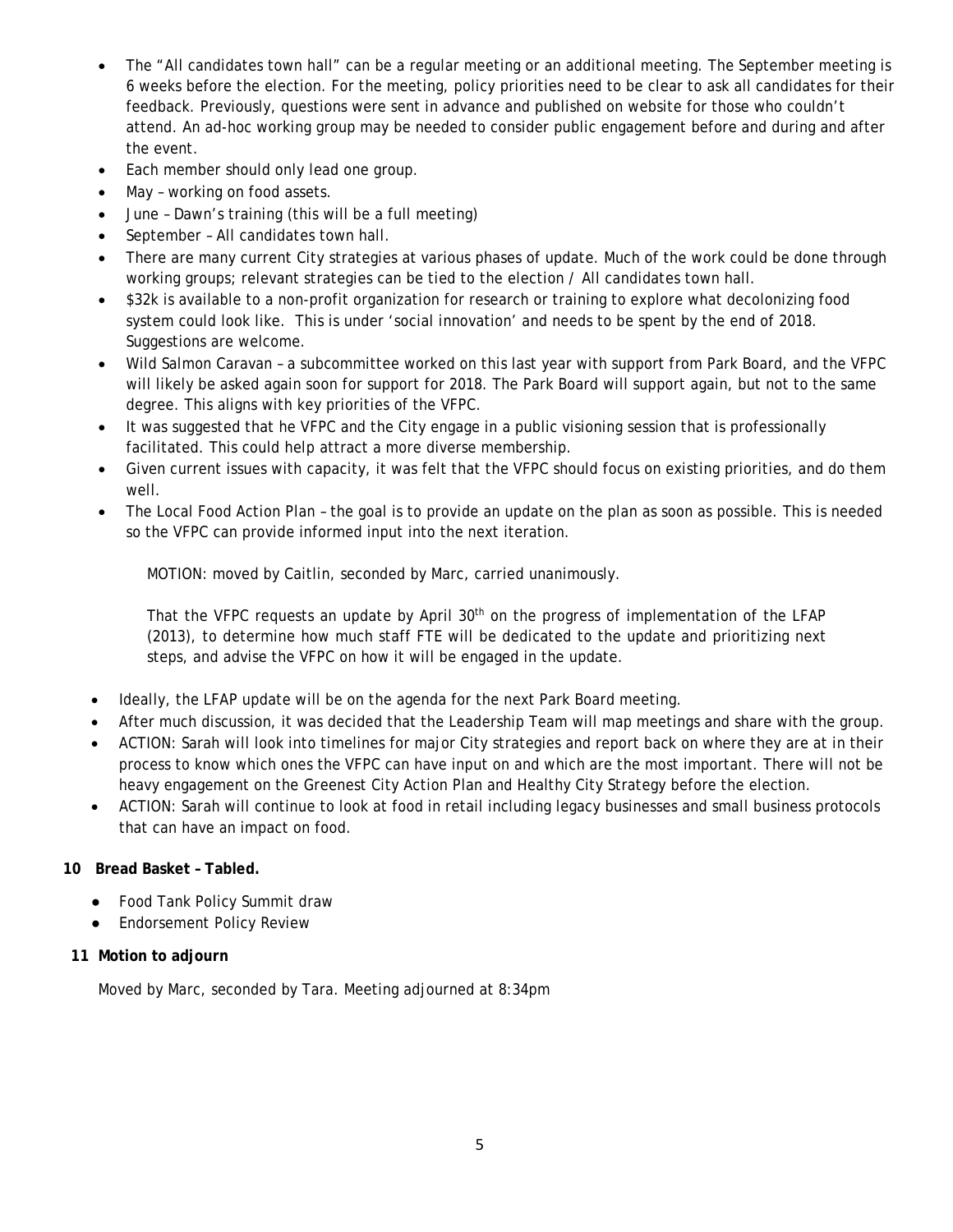- The "All candidates town hall" can be a regular meeting or an additional meeting. The September meeting is 6 weeks before the election. For the meeting, policy priorities need to be clear to ask all candidates for their feedback. Previously, questions were sent in advance and published on website for those who couldn't attend. An ad-hoc working group may be needed to consider public engagement before and during and after the event.
- Each member should only lead one group.
- May – working on food assets.
- June – Dawn's training (this will be a full meeting)
- September – All candidates town hall.
- There are many current City strategies at various phases of update. Much of the work could be done through working groups; relevant strategies can be tied to the election / All candidates town hall.
- $32k is available to a non-profit organization for research or training to explore what decolonizing food system could look like. This is under 'social innovation' and needs to be spent by the end of 2018. Suggestions are welcome.
- Wild Salmon Caravan – a subcommittee worked on this last year with support from Park Board, and the VFPC will likely be asked again soon for support for 2018. The Park Board will support again, but not to the same degree. This aligns with key priorities of the VFPC.
- It was suggested that he VFPC and the City engage in a public visioning session that is professionally facilitated. This could help attract a more diverse membership.
- Given current issues with capacity, it was felt that the VFPC should focus on existing priorities, and do them well.
- The Local Food Action Plan – the goal is to provide an update on the plan as soon as possible. This is needed so the VFPC can provide informed input into the next iteration.

  MOTION: moved by Caitlin, seconded by Marc, carried unanimously.

  That the VFPC requests an update by April 30th on the progress of implementation of the LFAP (2013), to determine how much staff FTE will be dedicated to the update and prioritizing next steps, and advise the VFPC on how it will be engaged in the update.

- Ideally, the LFAP update will be on the agenda for the next Park Board meeting.
- After much discussion, it was decided that the Leadership Team will map meetings and share with the group.
- ACTION: Sarah will look into timelines for major City strategies and report back on where they are at in their process to know which ones the VFPC can have input on and which are the most important. There will not be heavy engagement on the Greenest City Action Plan and Healthy City Strategy before the election.
- ACTION: Sarah will continue to look at food in retail including legacy businesses and small business protocols that can have an impact on food.

**10 Bread Basket – Tabled.**

- Food Tank Policy Summit draw
- Endorsement Policy Review

**11 Motion to adjourn**

Moved by Marc, seconded by Tara. Meeting adjourned at 8:34pm